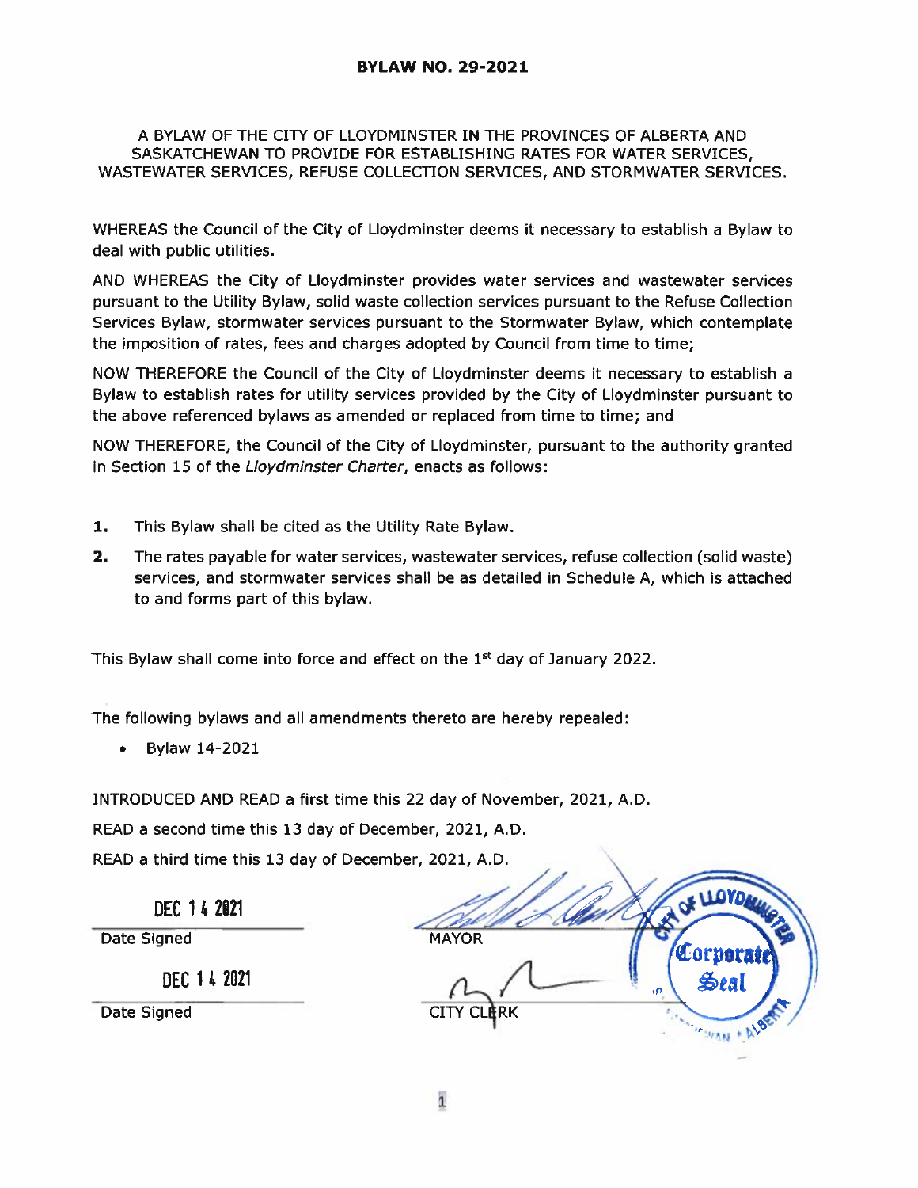# BYLAW NO. 29-2021

A BYLAW OF THE CITY OF LLOYDMINSTER IN THE PROVINCES OF ALBERTA AND SASKATCHEWAN TO PROVIDE FOR ESTABLISHING RATES FOR WATER SERVICES, WASTEWATER SERVICES, REFUSE COLLECTION SERVICES, AND STORMWATER SERVICES.

WHEREAS the Council of the City of Lloydminster deems it necessary to establish a Bylaw to deal with public utilities.

AND WHEREAS the City of Lloydminster provides water services and wastewater services pursuant to the Utility Bylaw, solid waste collection services pursuant to the Refuse Collection Services Bylaw, stormwater services pursuant to the Stormwater Bylaw, which contemplate the imposition of rates, fees and charges adopted by Council from time to time;

NOW THEREFORE the Council of the City of Lloydminster deems it necessary to establish a Bylaw to establish rates for utility services provided by the City of Lloydminster pursuant to the above referenced bylaws as amended or replaced from time to time; and

NOW THEREFORE, the Council of the City of Lloydminster, pursuant to the authority granted in Section 15 of the *Lloydminster Charter*, enacts as follows:

**1.** This Bylaw shall be cited as the Utility Rate Bylaw.

**2.** The rates payable for water services, wastewater services, refuse collection (solid waste) services, and stormwater services shall be as detailed in Schedule A, which is attached to and forms part of this bylaw.

This Bylaw shall come into force and effect on the 1st day of January 2022.

The following bylaws and all amendments thereto are hereby repealed:

- Bylaw 14-2021

INTRODUCED AND READ a first time this 22 day of November, 2021, A.D.

READ a second time this 13 day of December, 2021, A.D.

READ a third time this 13 day of December, 2021, A.D.

DEC 14 2021

Date Signed

MAYOR

DEC 14 2021

Date Signed

CITY CLERK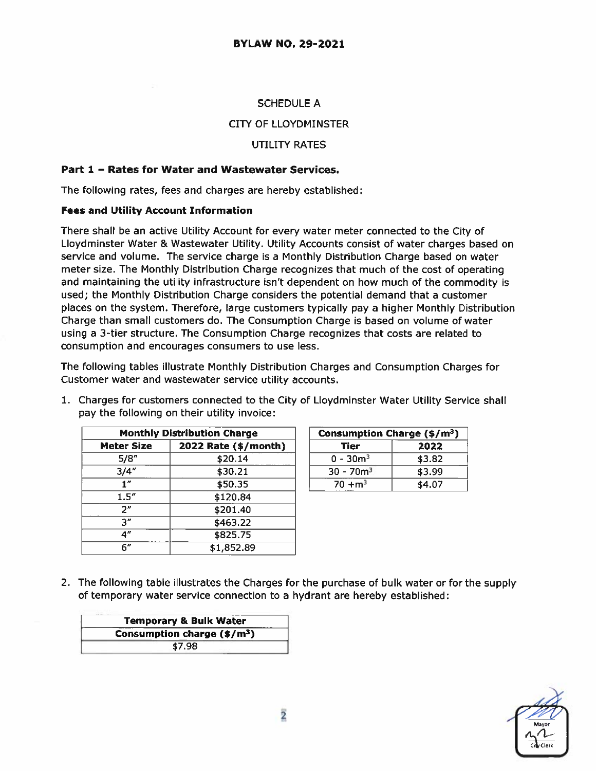**BYLAW NO. 29-2021**

SCHEDULE A

CITY OF LLOYDMINSTER

UTILITY RATES

### Part 1 – Rates for Water and Wastewater Services.

The following rates, fees and charges are hereby established:

**Fees and Utility Account Information**

There shall be an active Utility Account for every water meter connected to the City of Lloydminster Water & Wastewater Utility. Utility Accounts consist of water charges based on service and volume. The service charge is a Monthly Distribution Charge based on water meter size. The Monthly Distribution Charge recognizes that much of the cost of operating and maintaining the utility infrastructure isn't dependent on how much of the commodity is used; the Monthly Distribution Charge considers the potential demand that a customer places on the system. Therefore, large customers typically pay a higher Monthly Distribution Charge than small customers do. The Consumption Charge is based on volume of water using a 3-tier structure. The Consumption Charge recognizes that costs are related to consumption and encourages consumers to use less.

The following tables illustrate Monthly Distribution Charges and Consumption Charges for Customer water and wastewater service utility accounts.

1. Charges for customers connected to the City of Lloydminster Water Utility Service shall pay the following on their utility invoice:

| Monthly Distribution Charge | |
|---|---|
| **Meter Size** | **2022 Rate ($/month)** |
| 5/8" | $20.14 |
| 3/4" | $30.21 |
| 1" | $50.35 |
| 1.5" | $120.84 |
| 2" | $201.40 |
| 3" | $463.22 |
| 4" | $825.75 |
| 6" | $1,852.89 |

| Consumption Charge ($/m$^3$) | |
|---|---|
| **Tier** | **2022** |
| 0 - 30m$^3$ | $3.82 |
| 30 - 70m$^3$ | $3.99 |
| 70 +m$^3$ | $4.07 |

2. The following table illustrates the Charges for the purchase of bulk water or for the supply of temporary water service connection to a hydrant are hereby established:

| Temporary & Bulk Water |
|---|
| **Consumption charge ($/m$^3$)** |
| $7.98 |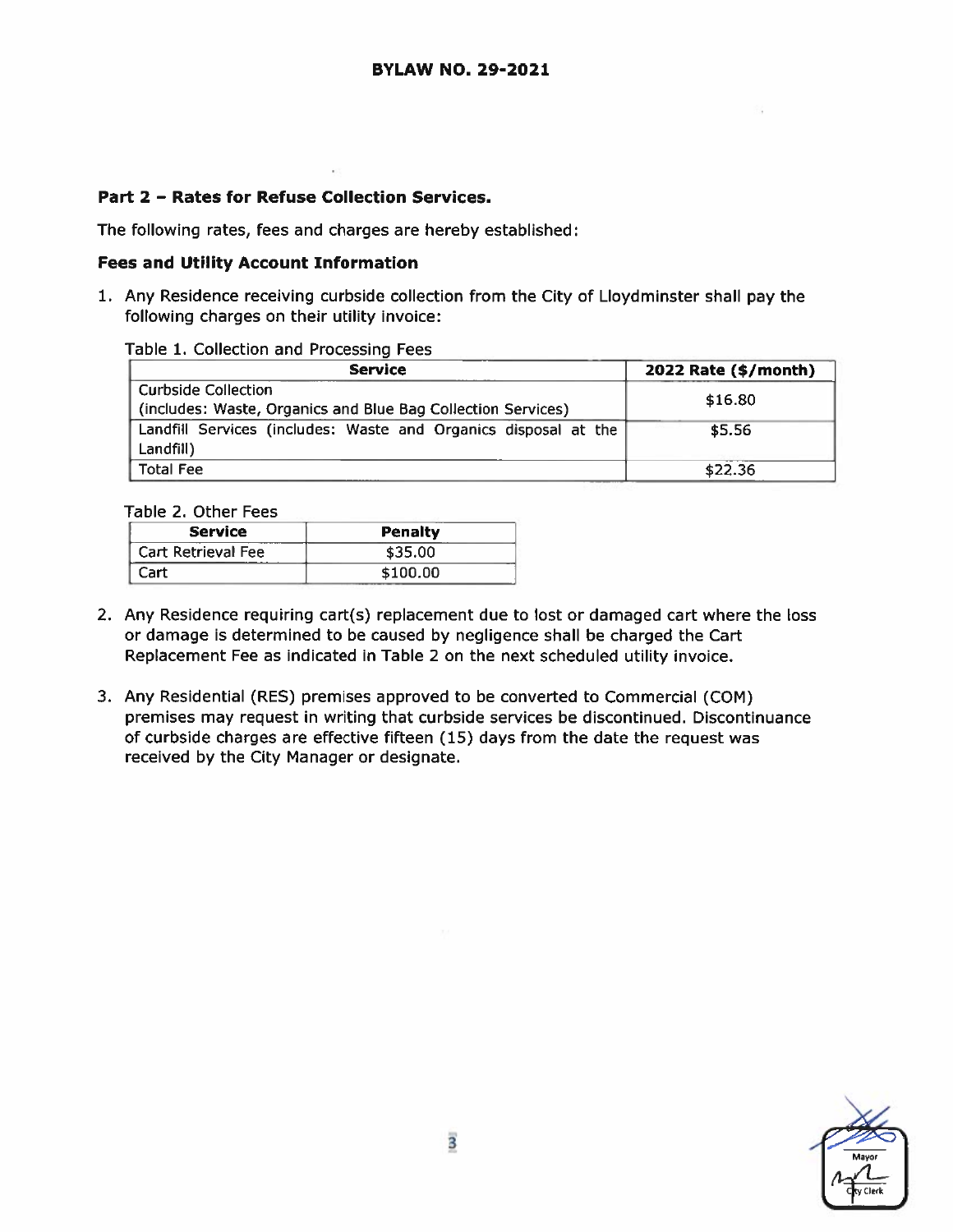**BYLAW NO. 29-2021**

## Part 2 – Rates for Refuse Collection Services.

The following rates, fees and charges are hereby established:

### Fees and Utility Account Information

1. Any Residence receiving curbside collection from the City of Lloydminster shall pay the following charges on their utility invoice:

Table 1. Collection and Processing Fees

| Service | 2022 Rate ($/month) |
|---|---|
| Curbside Collection (includes: Waste, Organics and Blue Bag Collection Services) | $16.80 |
| Landfill Services (includes: Waste and Organics disposal at the Landfill) | $5.56 |
| Total Fee | $22.36 |

Table 2. Other Fees

| Service | Penalty |
|---|---|
| Cart Retrieval Fee | $35.00 |
| Cart | $100.00 |

2. Any Residence requiring cart(s) replacement due to lost or damaged cart where the loss or damage is determined to be caused by negligence shall be charged the Cart Replacement Fee as indicated in Table 2 on the next scheduled utility invoice.

3. Any Residential (RES) premises approved to be converted to Commercial (COM) premises may request in writing that curbside services be discontinued. Discontinuance of curbside charges are effective fifteen (15) days from the date the request was received by the City Manager or designate.

Mayor

City Clerk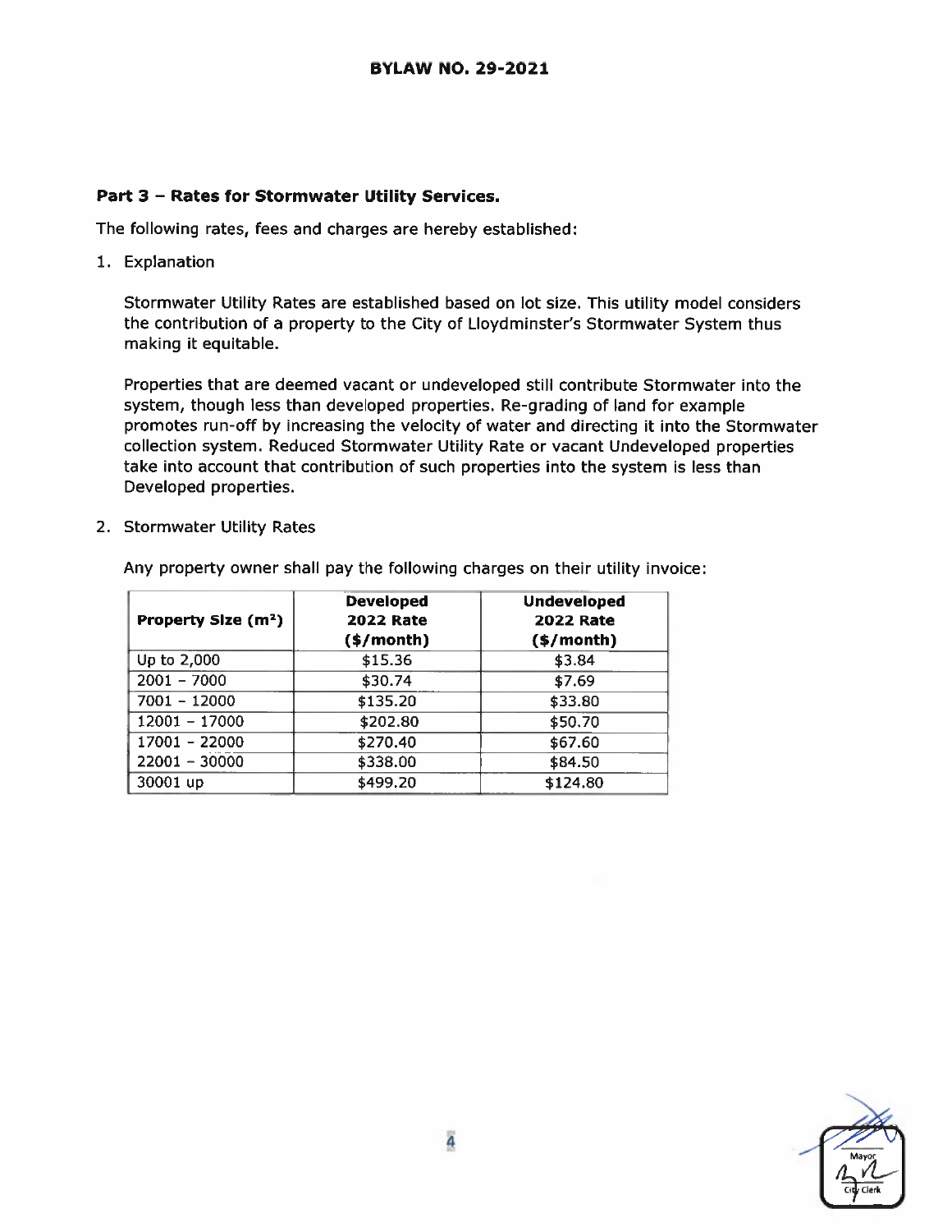**BYLAW NO. 29-2021**

**Part 3 – Rates for Stormwater Utility Services.**

The following rates, fees and charges are hereby established:

1. Explanation

   Stormwater Utility Rates are established based on lot size. This utility model considers the contribution of a property to the City of Lloydminster's Stormwater System thus making it equitable.

   Properties that are deemed vacant or undeveloped still contribute Stormwater into the system, though less than developed properties. Re-grading of land for example promotes run-off by increasing the velocity of water and directing it into the Stormwater collection system. Reduced Stormwater Utility Rate or vacant Undeveloped properties take into account that contribution of such properties into the system is less than Developed properties.

2. Stormwater Utility Rates

   Any property owner shall pay the following charges on their utility invoice:

| Property Size ($m^2$) | Developed 2022 Rate ($/month) | Undeveloped 2022 Rate ($/month) |
|---|---|---|
| Up to 2,000 | $15.36 | $3.84 |
| 2001 – 7000 | $30.74 | $7.69 |
| 7001 – 12000 | $135.20 | $33.80 |
| 12001 – 17000 | $202.80 | $50.70 |
| 17001 – 22000 | $270.40 | $67.60 |
| 22001 – 30000 | $338.00 | $84.50 |
| 30001 up | $499.20 | $124.80 |

Mayor

City Clerk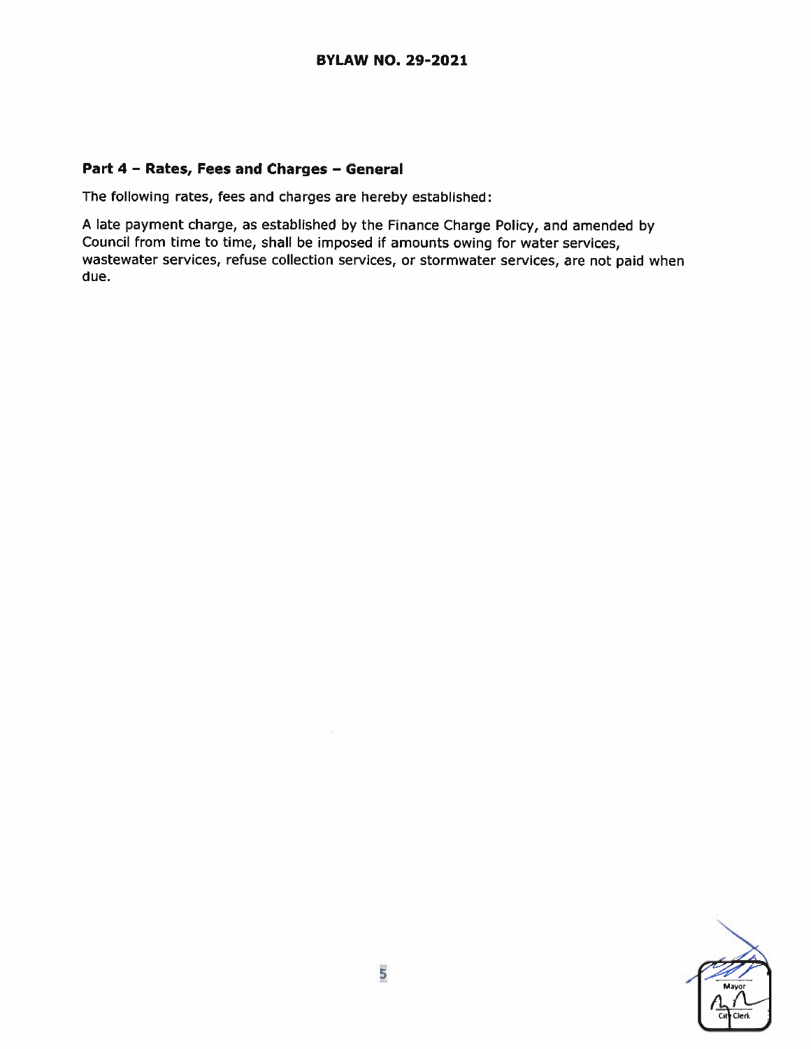## Part 4 – Rates, Fees and Charges – General

The following rates, fees and charges are hereby established:

A late payment charge, as established by the Finance Charge Policy, and amended by Council from time to time, shall be imposed if amounts owing for water services, wastewater services, refuse collection services, or stormwater services, are not paid when due.

Mayor

City Clerk